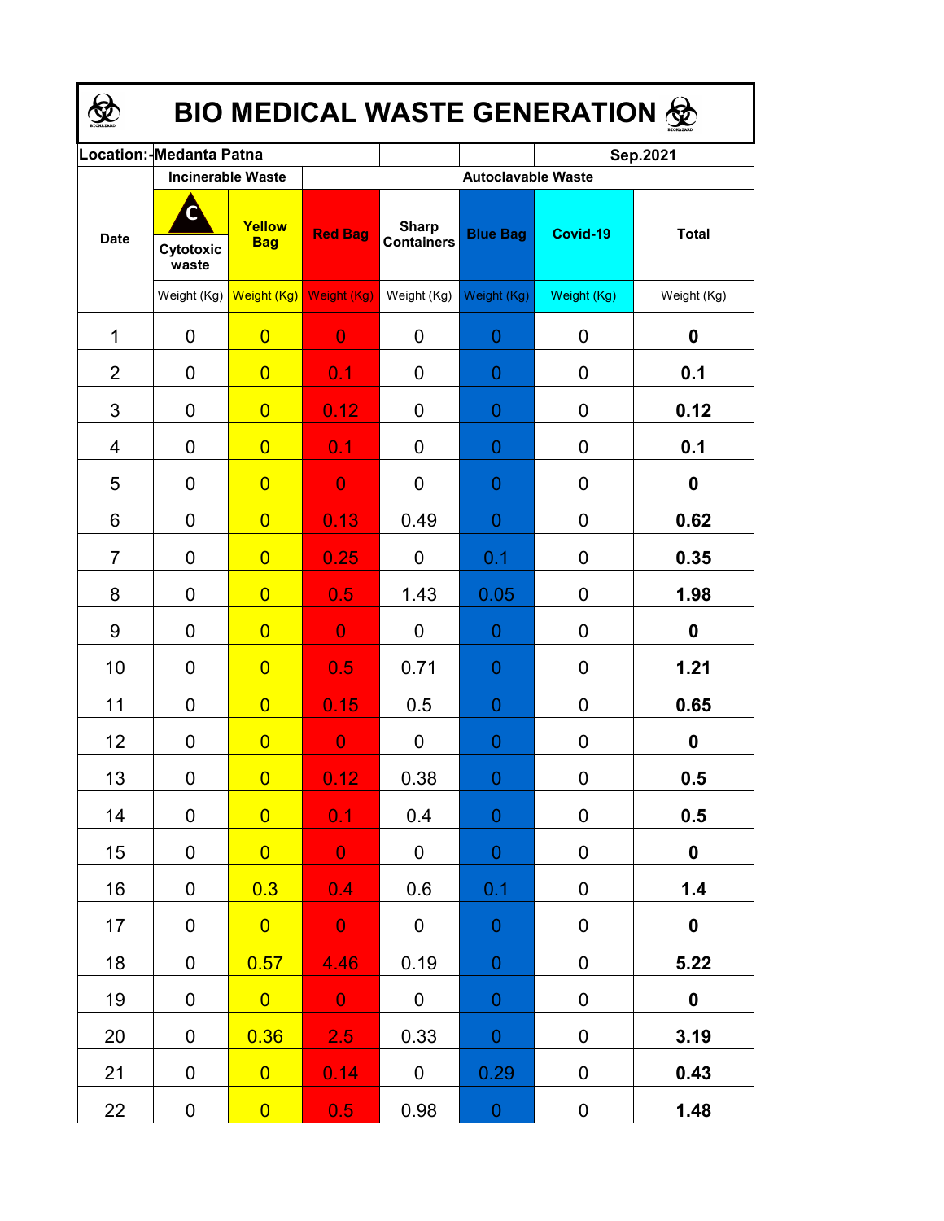# BIO MEDICAL WASTE GENERATION

| Location:-Medanta Patna | | | | | | | Sep.2021 |
|---|---|---|---|---|---|---|---|
| Date | Incinerable Waste | | Autoclavable Waste | | | | |
| | Cytotoxic waste | Yellow Bag | Red Bag | Sharp Containers | Blue Bag | Covid-19 | Total |
| | Weight (Kg) | Weight (Kg) | Weight (Kg) | Weight (Kg) | Weight (Kg) | Weight (Kg) | Weight (Kg) |
| 1 | 0 | 0 | 0 | 0 | 0 | 0 | **0** |
| 2 | 0 | 0 | 0.1 | 0 | 0 | 0 | **0.1** |
| 3 | 0 | 0 | 0.12 | 0 | 0 | 0 | **0.12** |
| 4 | 0 | 0 | 0.1 | 0 | 0 | 0 | **0.1** |
| 5 | 0 | 0 | 0 | 0 | 0 | 0 | **0** |
| 6 | 0 | 0 | 0.13 | 0.49 | 0 | 0 | **0.62** |
| 7 | 0 | 0 | 0.25 | 0 | 0.1 | 0 | **0.35** |
| 8 | 0 | 0 | 0.5 | 1.43 | 0.05 | 0 | **1.98** |
| 9 | 0 | 0 | 0 | 0 | 0 | 0 | **0** |
| 10 | 0 | 0 | 0.5 | 0.71 | 0 | 0 | **1.21** |
| 11 | 0 | 0 | 0.15 | 0.5 | 0 | 0 | **0.65** |
| 12 | 0 | 0 | 0 | 0 | 0 | 0 | **0** |
| 13 | 0 | 0 | 0.12 | 0.38 | 0 | 0 | **0.5** |
| 14 | 0 | 0 | 0.1 | 0.4 | 0 | 0 | **0.5** |
| 15 | 0 | 0 | 0 | 0 | 0 | 0 | **0** |
| 16 | 0 | 0.3 | 0.4 | 0.6 | 0.1 | 0 | **1.4** |
| 17 | 0 | 0 | 0 | 0 | 0 | 0 | **0** |
| 18 | 0 | 0.57 | 4.46 | 0.19 | 0 | 0 | **5.22** |
| 19 | 0 | 0 | 0 | 0 | 0 | 0 | **0** |
| 20 | 0 | 0.36 | 2.5 | 0.33 | 0 | 0 | **3.19** |
| 21 | 0 | 0 | 0.14 | 0 | 0.29 | 0 | **0.43** |
| 22 | 0 | 0 | 0.5 | 0.98 | 0 | 0 | **1.48** |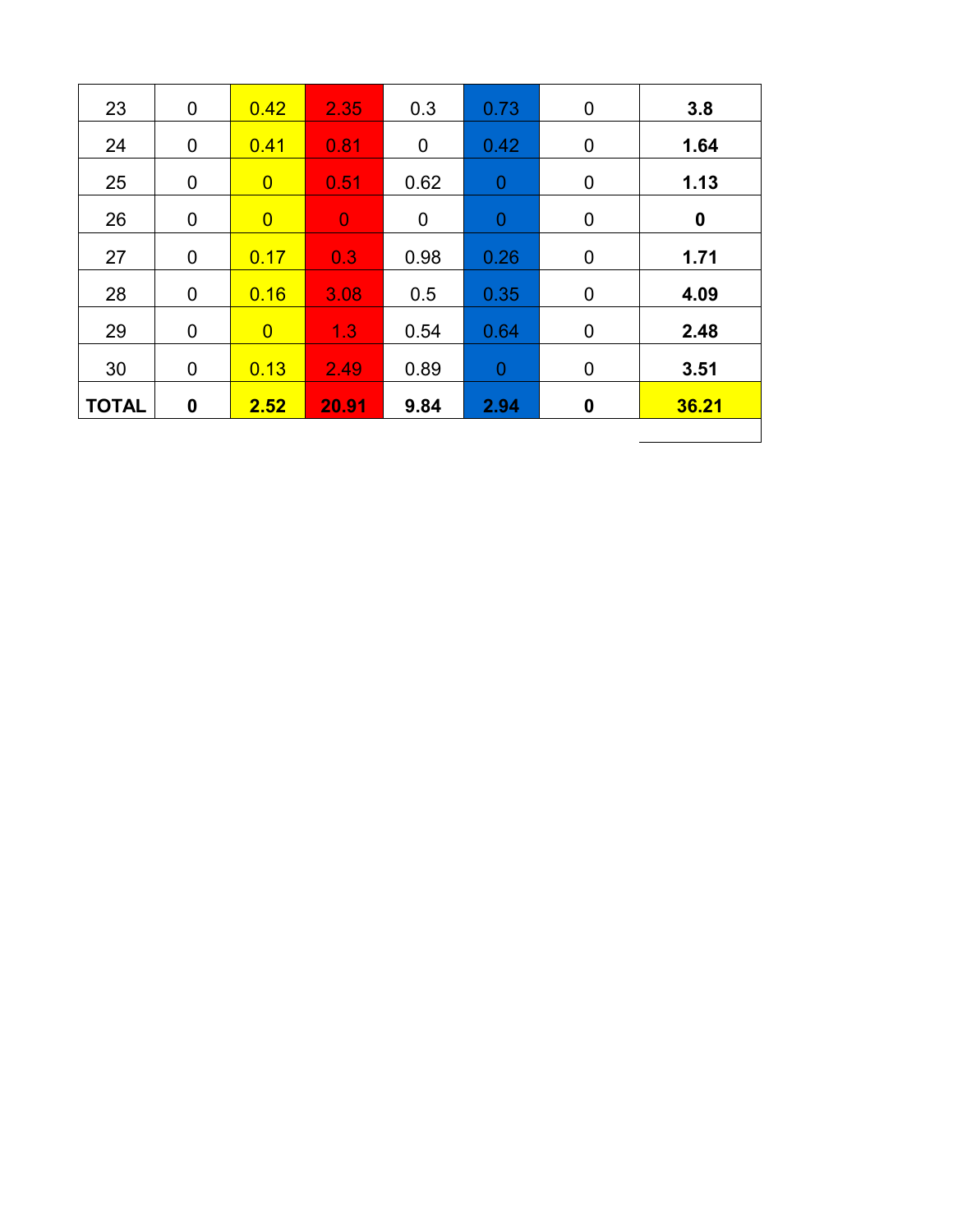| | | | | | | | |
|---|---|---|---|---|---|---|---|
| 23 | 0 | 0.42 | 2.35 | 0.3 | 0.73 | 0 | **3.8** |
| 24 | 0 | 0.41 | 0.81 | 0 | 0.42 | 0 | **1.64** |
| 25 | 0 | 0 | 0.51 | 0.62 | 0 | 0 | **1.13** |
| 26 | 0 | 0 | 0 | 0 | 0 | 0 | **0** |
| 27 | 0 | 0.17 | 0.3 | 0.98 | 0.26 | 0 | **1.71** |
| 28 | 0 | 0.16 | 3.08 | 0.5 | 0.35 | 0 | **4.09** |
| 29 | 0 | 0 | 1.3 | 0.54 | 0.64 | 0 | **2.48** |
| 30 | 0 | 0.13 | 2.49 | 0.89 | 0 | 0 | **3.51** |
| **TOTAL** | **0** | **2.52** | **20.91** | **9.84** | **2.94** | **0** | **36.21** |